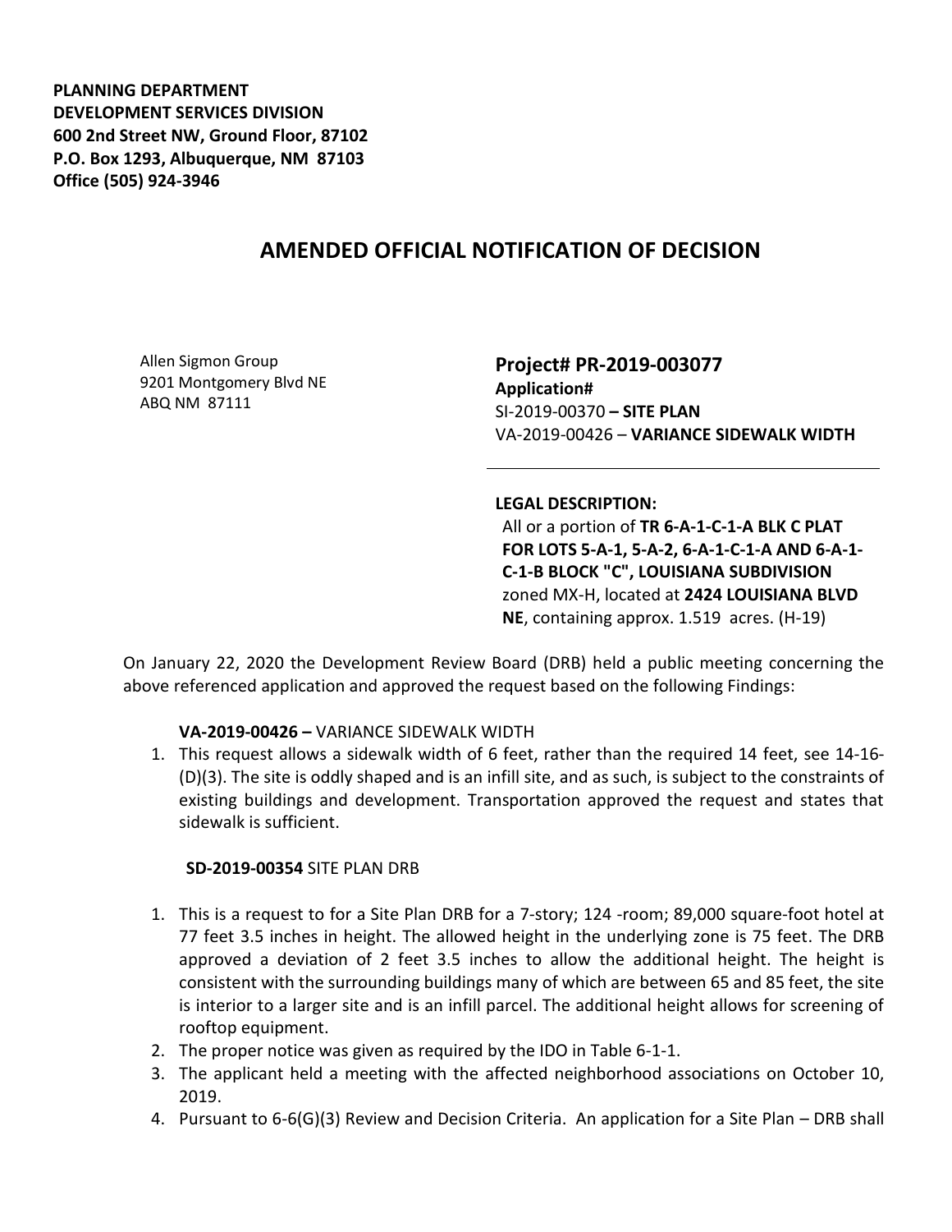**PLANNING DEPARTMENT**
**DEVELOPMENT SERVICES DIVISION**
**600 2nd Street NW, Ground Floor, 87102**
**P.O. Box 1293, Albuquerque, NM 87103**
**Office (505) 924-3946**

# AMENDED OFFICIAL NOTIFICATION OF DECISION

Allen Sigmon Group
9201 Montgomery Blvd NE
ABQ NM 87111

**Project# PR-2019-003077**
**Application#**
SI-2019-00370 **– SITE PLAN**
VA-2019-00426 – **VARIANCE SIDEWALK WIDTH**

**LEGAL DESCRIPTION:**
All or a portion of **TR 6-A-1-C-1-A BLK C PLAT FOR LOTS 5-A-1, 5-A-2, 6-A-1-C-1-A AND 6-A-1-C-1-B BLOCK "C", LOUISIANA SUBDIVISION** zoned MX-H, located at **2424 LOUISIANA BLVD NE**, containing approx. 1.519 acres. (H-19)

On January 22, 2020 the Development Review Board (DRB) held a public meeting concerning the above referenced application and approved the request based on the following Findings:

**VA-2019-00426 –** VARIANCE SIDEWALK WIDTH

1. This request allows a sidewalk width of 6 feet, rather than the required 14 feet, see 14-16-(D)(3). The site is oddly shaped and is an infill site, and as such, is subject to the constraints of existing buildings and development. Transportation approved the request and states that sidewalk is sufficient.

**SD-2019-00354** SITE PLAN DRB

1. This is a request to for a Site Plan DRB for a 7-story; 124 -room; 89,000 square-foot hotel at 77 feet 3.5 inches in height. The allowed height in the underlying zone is 75 feet. The DRB approved a deviation of 2 feet 3.5 inches to allow the additional height. The height is consistent with the surrounding buildings many of which are between 65 and 85 feet, the site is interior to a larger site and is an infill parcel. The additional height allows for screening of rooftop equipment.
2. The proper notice was given as required by the IDO in Table 6-1-1.
3. The applicant held a meeting with the affected neighborhood associations on October 10, 2019.
4. Pursuant to 6-6(G)(3) Review and Decision Criteria. An application for a Site Plan – DRB shall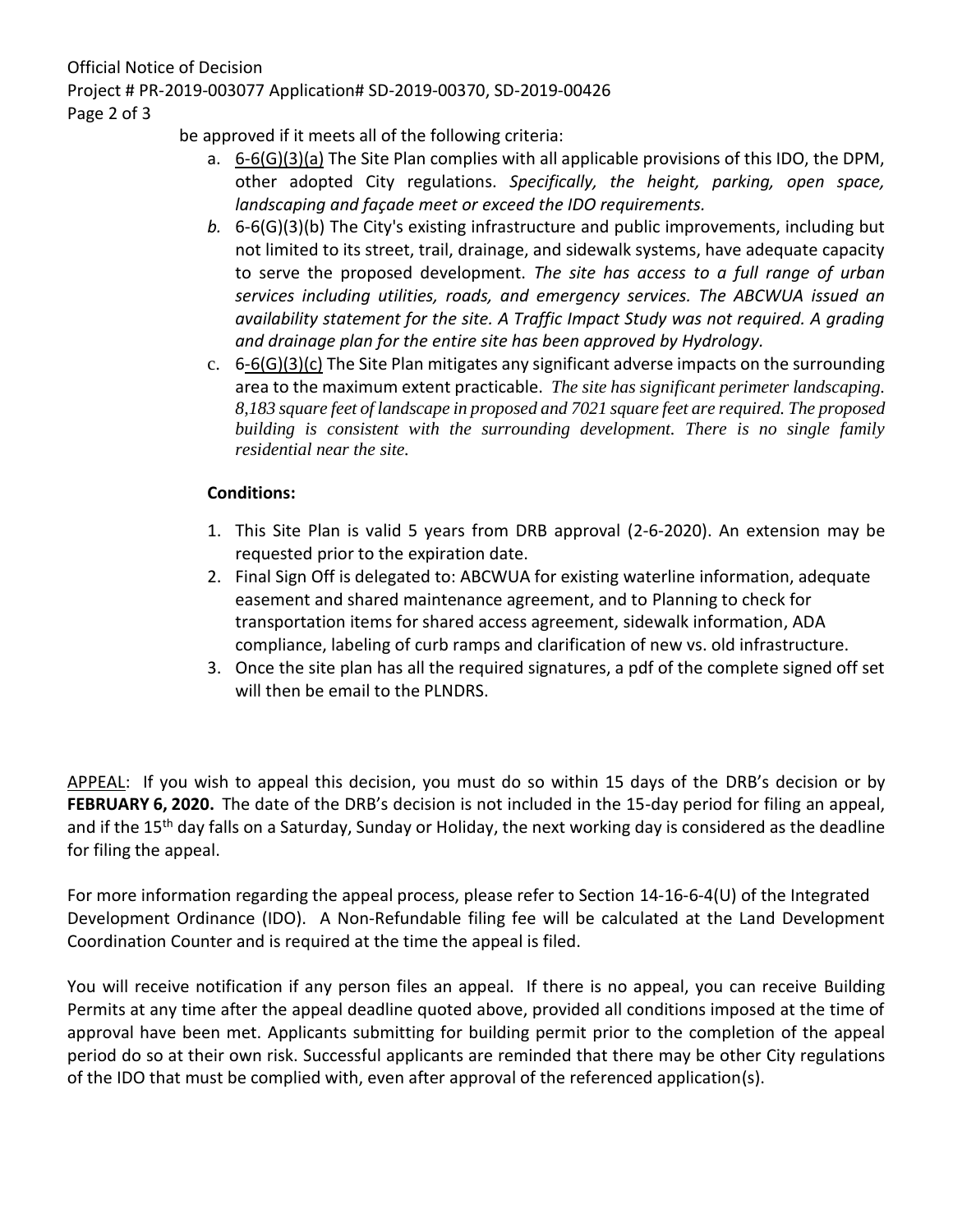be approved if it meets all of the following criteria:

a. 6-6(G)(3)(a) The Site Plan complies with all applicable provisions of this IDO, the DPM, other adopted City regulations. *Specifically, the height, parking, open space, landscaping and façade meet or exceed the IDO requirements.*

b. 6-6(G)(3)(b) The City's existing infrastructure and public improvements, including but not limited to its street, trail, drainage, and sidewalk systems, have adequate capacity to serve the proposed development. *The site has access to a full range of urban services including utilities, roads, and emergency services. The ABCWUA issued an availability statement for the site. A Traffic Impact Study was not required. A grading and drainage plan for the entire site has been approved by Hydrology.*

c. 6-6(G)(3)(c) The Site Plan mitigates any significant adverse impacts on the surrounding area to the maximum extent practicable. *The site has significant perimeter landscaping. 8,183 square feet of landscape in proposed and 7021 square feet are required. The proposed building is consistent with the surrounding development. There is no single family residential near the site.*

**Conditions:**

1. This Site Plan is valid 5 years from DRB approval (2-6-2020). An extension may be requested prior to the expiration date.
2. Final Sign Off is delegated to: ABCWUA for existing waterline information, adequate easement and shared maintenance agreement, and to Planning to check for transportation items for shared access agreement, sidewalk information, ADA compliance, labeling of curb ramps and clarification of new vs. old infrastructure.
3. Once the site plan has all the required signatures, a pdf of the complete signed off set will then be email to the PLNDRS.

APPEAL: If you wish to appeal this decision, you must do so within 15 days of the DRB's decision or by **FEBRUARY 6, 2020.** The date of the DRB's decision is not included in the 15-day period for filing an appeal, and if the 15th day falls on a Saturday, Sunday or Holiday, the next working day is considered as the deadline for filing the appeal.

For more information regarding the appeal process, please refer to Section 14-16-6-4(U) of the Integrated Development Ordinance (IDO). A Non-Refundable filing fee will be calculated at the Land Development Coordination Counter and is required at the time the appeal is filed.

You will receive notification if any person files an appeal. If there is no appeal, you can receive Building Permits at any time after the appeal deadline quoted above, provided all conditions imposed at the time of approval have been met. Applicants submitting for building permit prior to the completion of the appeal period do so at their own risk. Successful applicants are reminded that there may be other City regulations of the IDO that must be complied with, even after approval of the referenced application(s).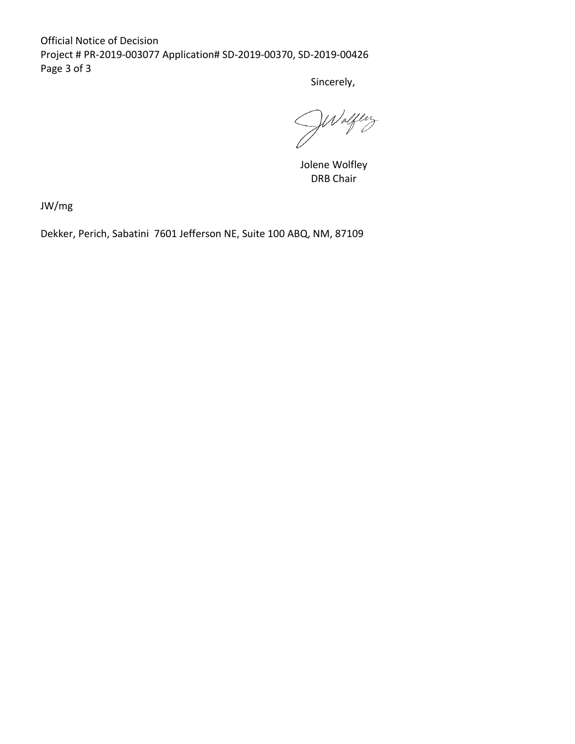Sincerely,

Jolene Wolfley
DRB Chair

JW/mg

Dekker, Perich, Sabatini 7601 Jefferson NE, Suite 100 ABQ, NM, 87109